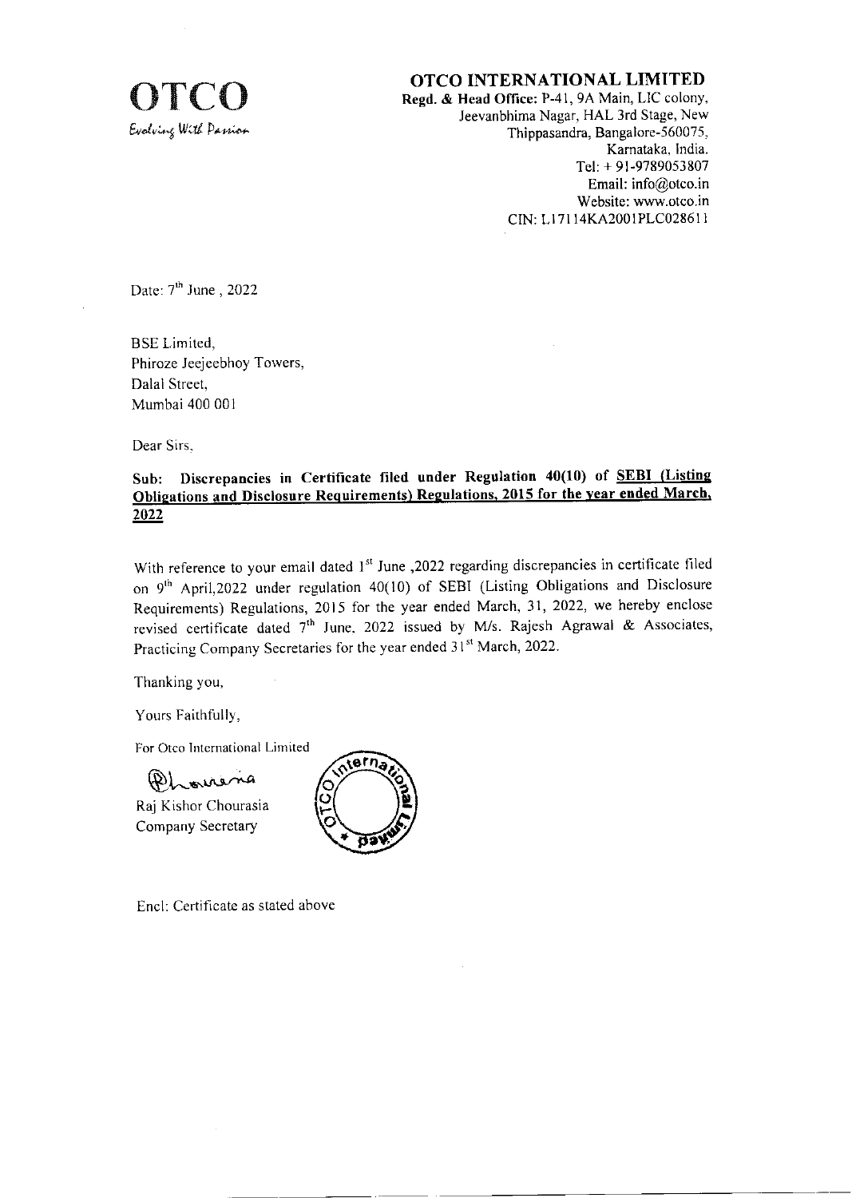**OTCO**
*Evolving With Passion*

## OTCO INTERNATIONAL LIMITED

**Regd. & Head Office:** P-41, 9A Main, LIC colony,
Jeevanbhima Nagar, HAL 3rd Stage, New
Thippasandra, Bangalore-560075,
Karnataka, India.
Tel: + 91-9789053807
Email: info@otco.in
Website: www.otco.in
CIN: L17114KA2001PLC028611

Date: 7th June , 2022

BSE Limited,
Phiroze Jeejeebhoy Towers,
Dalal Street,
Mumbai 400 001

Dear Sirs,

**Sub: Discrepancies in Certificate filed under Regulation 40(10) of SEBI (Listing Obligations and Disclosure Requirements) Regulations, 2015 for the year ended March, 2022**

With reference to your email dated 1st June ,2022 regarding discrepancies in certificate filed on 9th April,2022 under regulation 40(10) of SEBI (Listing Obligations and Disclosure Requirements) Regulations, 2015 for the year ended March, 31, 2022, we hereby enclose revised certificate dated 7th June, 2022 issued by M/s. Rajesh Agrawal & Associates, Practicing Company Secretaries for the year ended 31st March, 2022.

Thanking you,

Yours Faithfully,

For Otco International Limited

Raj Kishor Chourasia
Company Secretary

Encl: Certificate as stated above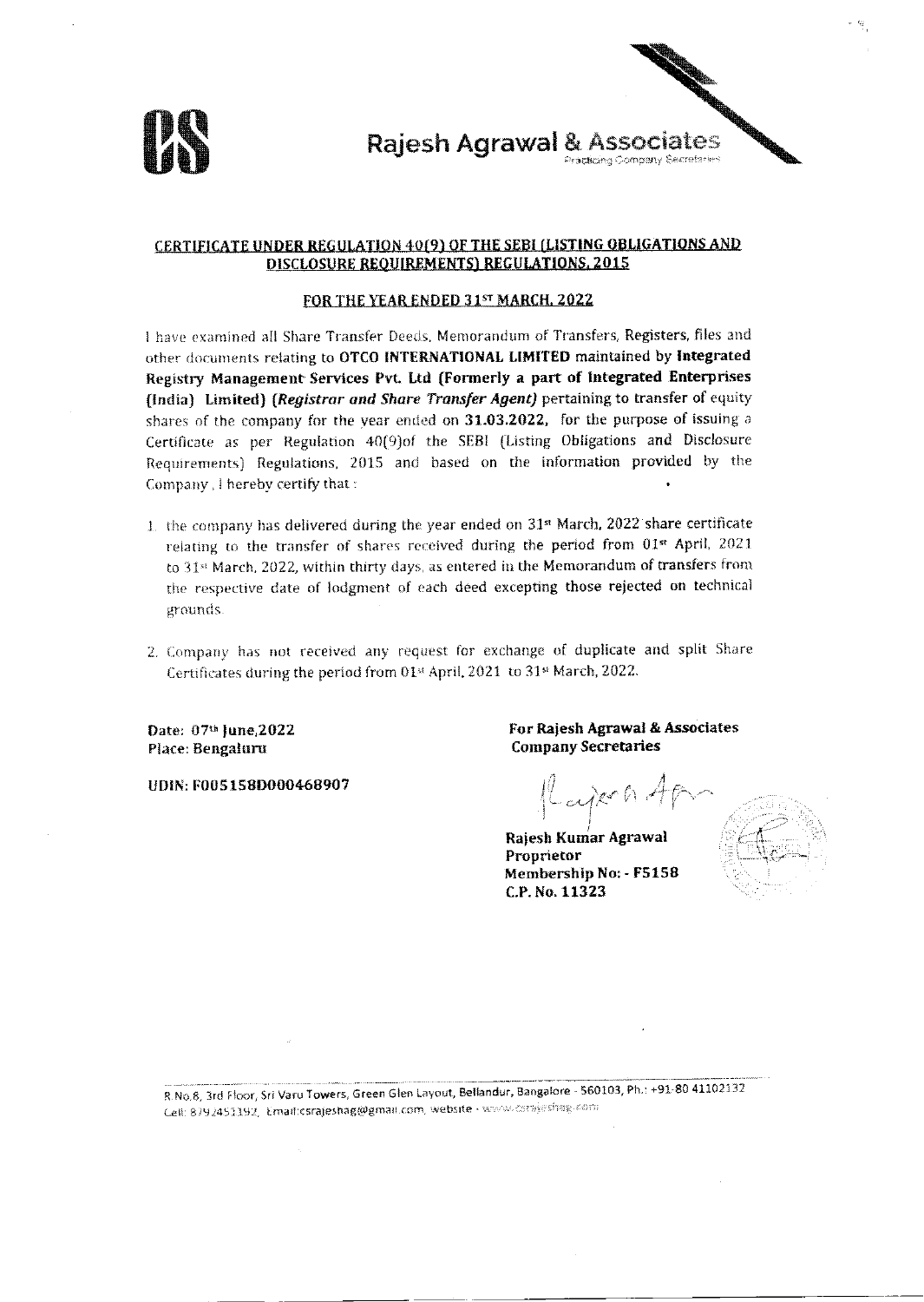# Rajesh Agrawal & Associates

Practicing Company Secretaries

## CERTIFICATE UNDER REGULATION 40(9) OF THE SEBI (LISTING OBLIGATIONS AND DISCLOSURE REQUIREMENTS) REGULATIONS, 2015

### FOR THE YEAR ENDED 31ST MARCH, 2022

I have examined all Share Transfer Deeds, Memorandum of Transfers, Registers, files and other documents relating to **OTCO INTERNATIONAL LIMITED** maintained by **Integrated Registry Management Services Pvt. Ltd (Formerly a part of Integrated Enterprises (India) Limited)** ***(Registrar and Share Transfer Agent)*** pertaining to transfer of equity shares of the company for the year ended on **31.03.2022**, for the purpose of issuing a Certificate as per Regulation 40(9)of the SEBI (Listing Obligations and Disclosure Requirements) Regulations, 2015 and based on the information provided by the Company, I hereby certify that :

1. the company has delivered during the year ended on 31st March, 2022 share certificate relating to the transfer of shares received during the period from 01st April, 2021 to 31st March, 2022, within thirty days, as entered in the Memorandum of transfers from the respective date of lodgment of each deed excepting those rejected on technical grounds.

2. Company has not received any request for exchange of duplicate and split Share Certificates during the period from 01st April, 2021 to 31st March, 2022.

**Date: 07th June,2022**
**Place: Bengaluru**

**UDIN: F005158D000468907**

**For Rajesh Agrawal & Associates**
**Company Secretaries**

**Rajesh Kumar Agrawal**
**Proprietor**
**Membership No: - F5158**
**C.P. No. 11323**

R No.8, 3rd Floor, Sri Varu Towers, Green Glen Layout, Bellandur, Bangalore - 560103, Ph.: +91-80 41102132
Cell: 8792451192, Email:csrajeshag@gmail.com, website - www.csrajeshag.com